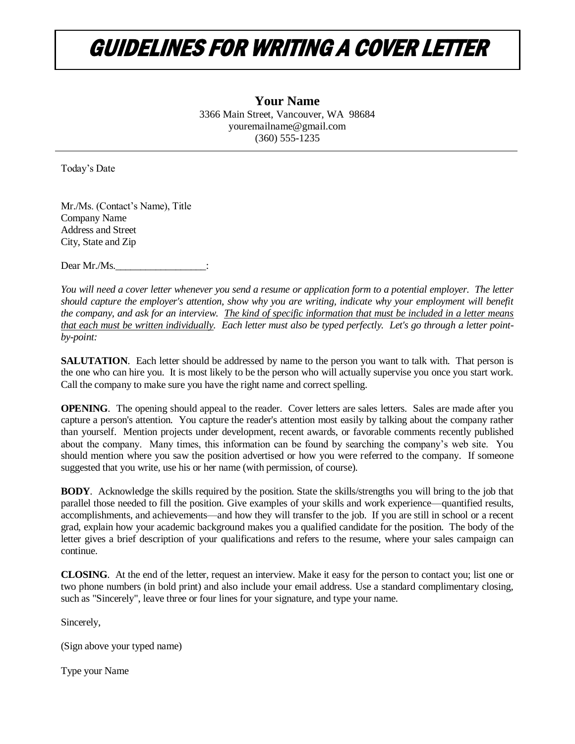# GUIDELINES FOR WRITING A COVER LETTER

**Your Name**
3366 Main Street, Vancouver, WA 98684
youremailname@gmail.com
(360) 555-1235

---

Today's Date

Mr./Ms. (Contact's Name), Title
Company Name
Address and Street
City, State and Zip

Dear Mr./Ms.__________________:

*You will need a cover letter whenever you send a resume or application form to a potential employer. The letter should capture the employer's attention, show why you are writing, indicate why your employment will benefit the company, and ask for an interview. <u>The kind of specific information that must be included in a letter means that each must be written individually</u>. Each letter must also be typed perfectly. Let's go through a letter point-by-point:*

**SALUTATION**. Each letter should be addressed by name to the person you want to talk with. That person is the one who can hire you. It is most likely to be the person who will actually supervise you once you start work. Call the company to make sure you have the right name and correct spelling.

**OPENING**. The opening should appeal to the reader. Cover letters are sales letters. Sales are made after you capture a person's attention. You capture the reader's attention most easily by talking about the company rather than yourself. Mention projects under development, recent awards, or favorable comments recently published about the company. Many times, this information can be found by searching the company's web site. You should mention where you saw the position advertised or how you were referred to the company. If someone suggested that you write, use his or her name (with permission, of course).

**BODY**. Acknowledge the skills required by the position. State the skills/strengths you will bring to the job that parallel those needed to fill the position. Give examples of your skills and work experience—quantified results, accomplishments, and achievements—and how they will transfer to the job. If you are still in school or a recent grad, explain how your academic background makes you a qualified candidate for the position. The body of the letter gives a brief description of your qualifications and refers to the resume, where your sales campaign can continue.

**CLOSING**. At the end of the letter, request an interview. Make it easy for the person to contact you; list one or two phone numbers (in bold print) and also include your email address. Use a standard complimentary closing, such as "Sincerely", leave three or four lines for your signature, and type your name.

Sincerely,

(Sign above your typed name)

Type your Name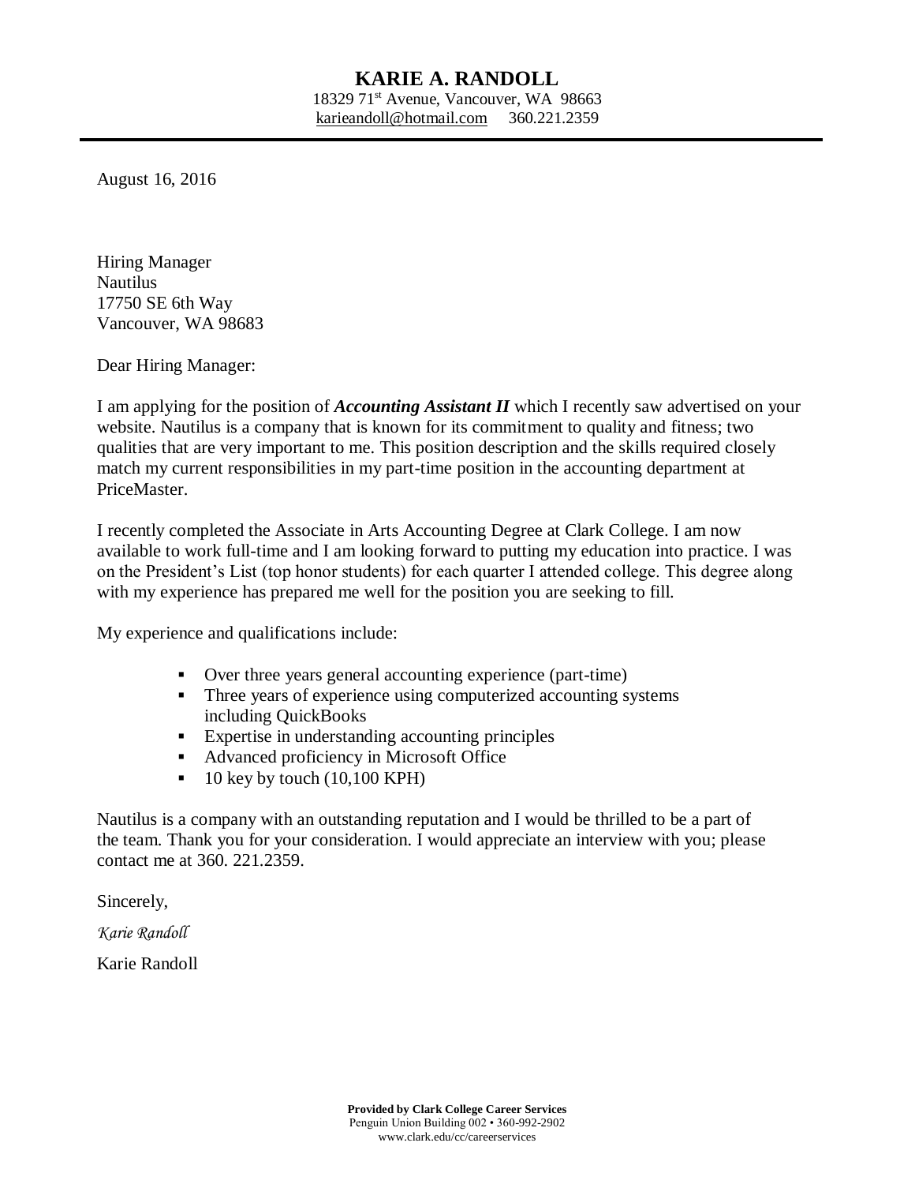# KARIE A. RANDOLL

18329 71st Avenue, Vancouver, WA 98663
karieandoll@hotmail.com 360.221.2359

---

August 16, 2016

Hiring Manager
Nautilus
17750 SE 6th Way
Vancouver, WA 98683

Dear Hiring Manager:

I am applying for the position of ***Accounting Assistant II*** which I recently saw advertised on your website. Nautilus is a company that is known for its commitment to quality and fitness; two qualities that are very important to me. This position description and the skills required closely match my current responsibilities in my part-time position in the accounting department at PriceMaster.

I recently completed the Associate in Arts Accounting Degree at Clark College. I am now available to work full-time and I am looking forward to putting my education into practice. I was on the President's List (top honor students) for each quarter I attended college. This degree along with my experience has prepared me well for the position you are seeking to fill.

My experience and qualifications include:

- Over three years general accounting experience (part-time)
- Three years of experience using computerized accounting systems including QuickBooks
- Expertise in understanding accounting principles
- Advanced proficiency in Microsoft Office
- 10 key by touch (10,100 KPH)

Nautilus is a company with an outstanding reputation and I would be thrilled to be a part of the team. Thank you for your consideration. I would appreciate an interview with you; please contact me at 360. 221.2359.

Sincerely,

*Karie Randoll*

Karie Randoll

**Provided by Clark College Career Services**
Penguin Union Building 002 • 360-992-2902
www.clark.edu/cc/careerservices